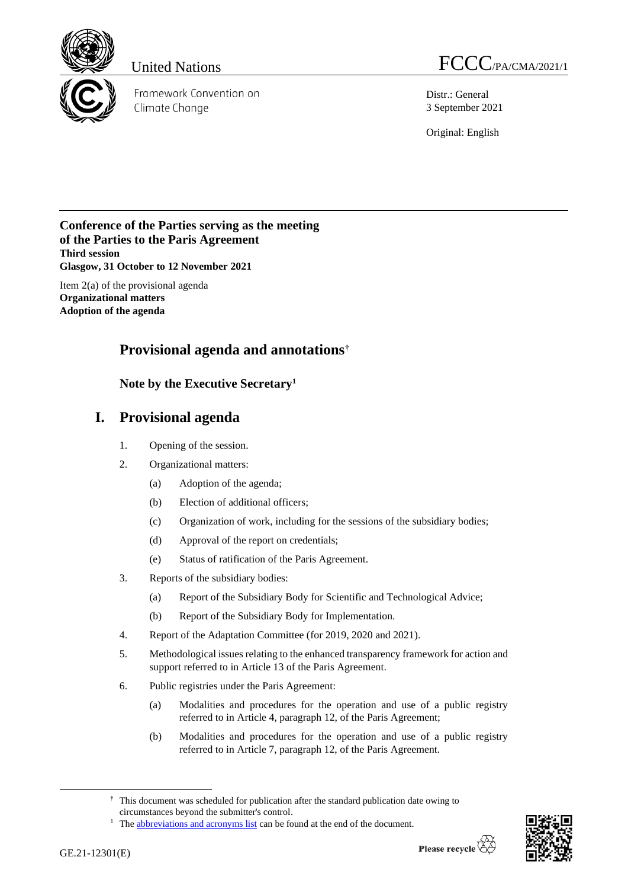United Nations

FCCC/PA/CMA/2021/1

Framework Convention on Climate Change

Distr.: General
3 September 2021

Original: English

**Conference of the Parties serving as the meeting of the Parties to the Paris Agreement**
**Third session**
**Glasgow, 31 October to 12 November 2021**

Item 2(a) of the provisional agenda
**Organizational matters**
**Adoption of the agenda**

# Provisional agenda and annotations[†]

## Note by the Executive Secretary[1]

# I. Provisional agenda

1. Opening of the session.
2. Organizational matters:
   (a) Adoption of the agenda;
   (b) Election of additional officers;
   (c) Organization of work, including for the sessions of the subsidiary bodies;
   (d) Approval of the report on credentials;
   (e) Status of ratification of the Paris Agreement.
3. Reports of the subsidiary bodies:
   (a) Report of the Subsidiary Body for Scientific and Technological Advice;
   (b) Report of the Subsidiary Body for Implementation.
4. Report of the Adaptation Committee (for 2019, 2020 and 2021).
5. Methodological issues relating to the enhanced transparency framework for action and support referred to in Article 13 of the Paris Agreement.
6. Public registries under the Paris Agreement:
   (a) Modalities and procedures for the operation and use of a public registry referred to in Article 4, paragraph 12, of the Paris Agreement;
   (b) Modalities and procedures for the operation and use of a public registry referred to in Article 7, paragraph 12, of the Paris Agreement.

[†] This document was scheduled for publication after the standard publication date owing to circumstances beyond the submitter's control.

[1] The abbreviations and acronyms list can be found at the end of the document.

GE.21-12301(E)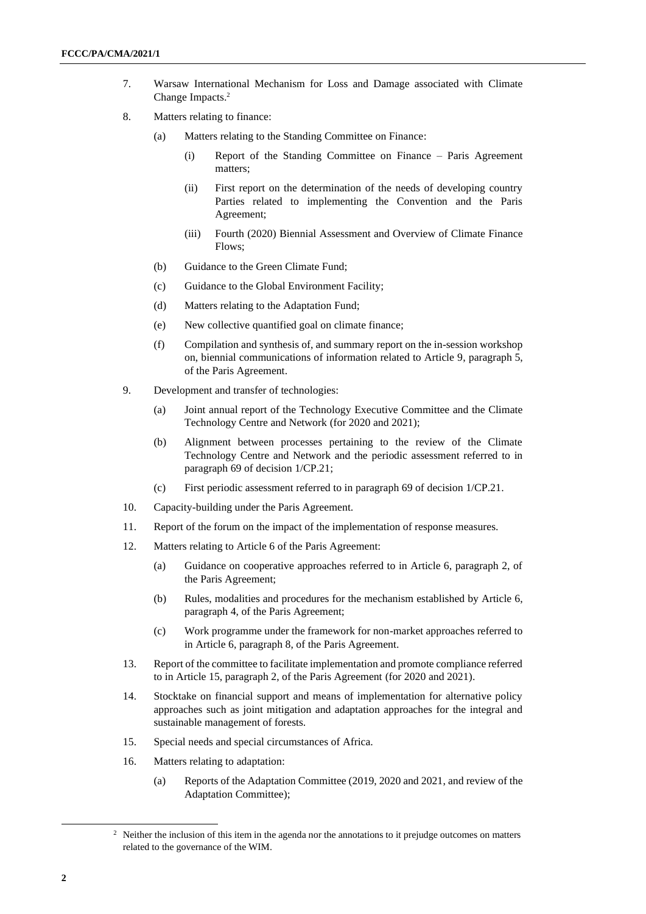7. Warsaw International Mechanism for Loss and Damage associated with Climate Change Impacts.[2]

8. Matters relating to finance:

   (a) Matters relating to the Standing Committee on Finance:

      (i) Report of the Standing Committee on Finance – Paris Agreement matters;

      (ii) First report on the determination of the needs of developing country Parties related to implementing the Convention and the Paris Agreement;

      (iii) Fourth (2020) Biennial Assessment and Overview of Climate Finance Flows;

   (b) Guidance to the Green Climate Fund;

   (c) Guidance to the Global Environment Facility;

   (d) Matters relating to the Adaptation Fund;

   (e) New collective quantified goal on climate finance;

   (f) Compilation and synthesis of, and summary report on the in-session workshop on, biennial communications of information related to Article 9, paragraph 5, of the Paris Agreement.

9. Development and transfer of technologies:

   (a) Joint annual report of the Technology Executive Committee and the Climate Technology Centre and Network (for 2020 and 2021);

   (b) Alignment between processes pertaining to the review of the Climate Technology Centre and Network and the periodic assessment referred to in paragraph 69 of decision 1/CP.21;

   (c) First periodic assessment referred to in paragraph 69 of decision 1/CP.21.

10. Capacity-building under the Paris Agreement.

11. Report of the forum on the impact of the implementation of response measures.

12. Matters relating to Article 6 of the Paris Agreement:

   (a) Guidance on cooperative approaches referred to in Article 6, paragraph 2, of the Paris Agreement;

   (b) Rules, modalities and procedures for the mechanism established by Article 6, paragraph 4, of the Paris Agreement;

   (c) Work programme under the framework for non-market approaches referred to in Article 6, paragraph 8, of the Paris Agreement.

13. Report of the committee to facilitate implementation and promote compliance referred to in Article 15, paragraph 2, of the Paris Agreement (for 2020 and 2021).

14. Stocktake on financial support and means of implementation for alternative policy approaches such as joint mitigation and adaptation approaches for the integral and sustainable management of forests.

15. Special needs and special circumstances of Africa.

16. Matters relating to adaptation:

   (a) Reports of the Adaptation Committee (2019, 2020 and 2021, and review of the Adaptation Committee);

---

[2] Neither the inclusion of this item in the agenda nor the annotations to it prejudge outcomes on matters related to the governance of the WIM.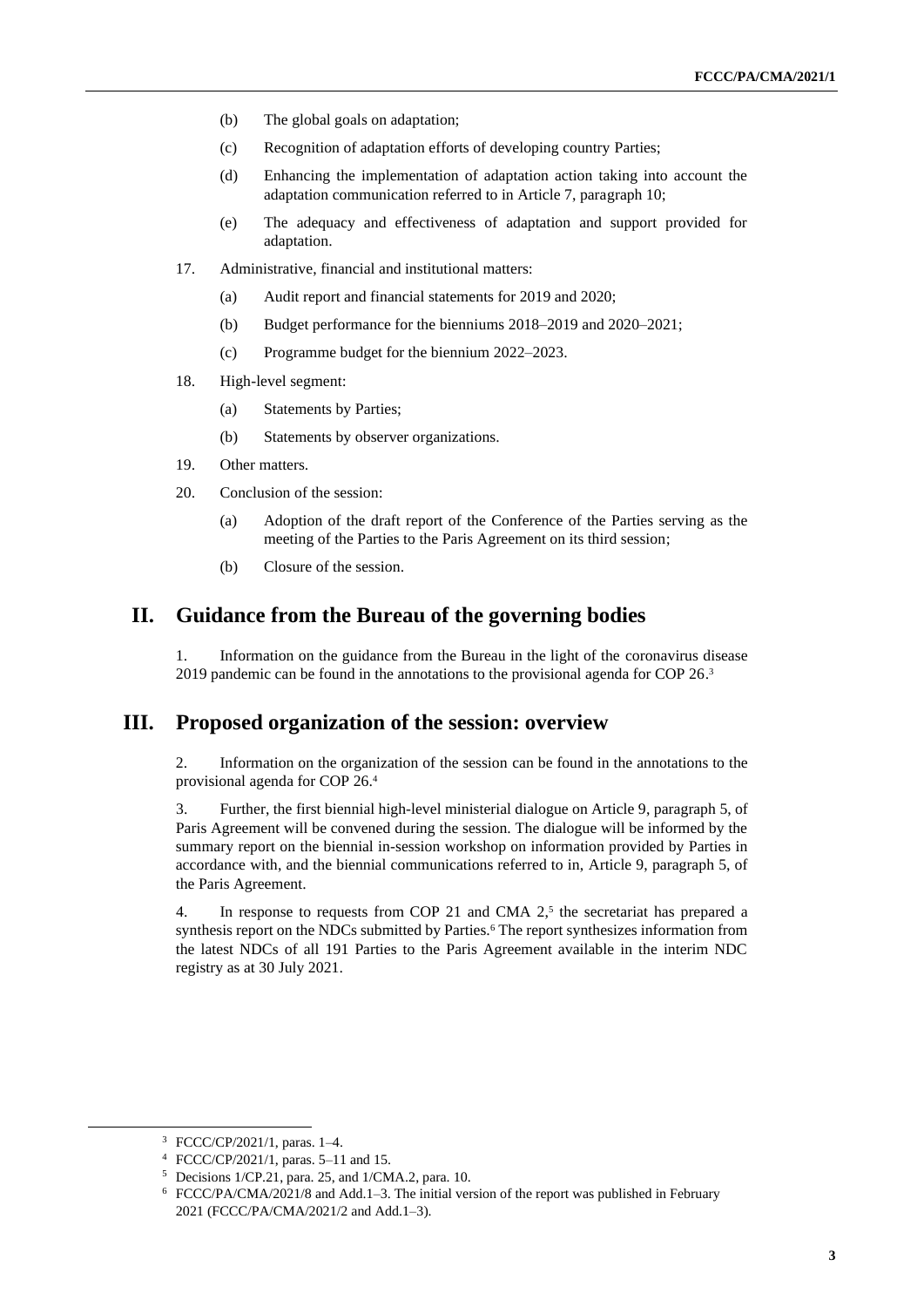(b) The global goals on adaptation;

(c) Recognition of adaptation efforts of developing country Parties;

(d) Enhancing the implementation of adaptation action taking into account the adaptation communication referred to in Article 7, paragraph 10;

(e) The adequacy and effectiveness of adaptation and support provided for adaptation.

17. Administrative, financial and institutional matters:

(a) Audit report and financial statements for 2019 and 2020;

(b) Budget performance for the bienniums 2018–2019 and 2020–2021;

(c) Programme budget for the biennium 2022–2023.

18. High-level segment:

(a) Statements by Parties;

(b) Statements by observer organizations.

19. Other matters.

20. Conclusion of the session:

(a) Adoption of the draft report of the Conference of the Parties serving as the meeting of the Parties to the Paris Agreement on its third session;

(b) Closure of the session.

## II. Guidance from the Bureau of the governing bodies

1. Information on the guidance from the Bureau in the light of the coronavirus disease 2019 pandemic can be found in the annotations to the provisional agenda for COP 26.[3]

## III. Proposed organization of the session: overview

2. Information on the organization of the session can be found in the annotations to the provisional agenda for COP 26.[4]

3. Further, the first biennial high-level ministerial dialogue on Article 9, paragraph 5, of Paris Agreement will be convened during the session. The dialogue will be informed by the summary report on the biennial in-session workshop on information provided by Parties in accordance with, and the biennial communications referred to in, Article 9, paragraph 5, of the Paris Agreement.

4. In response to requests from COP 21 and CMA 2,[5] the secretariat has prepared a synthesis report on the NDCs submitted by Parties.[6] The report synthesizes information from the latest NDCs of all 191 Parties to the Paris Agreement available in the interim NDC registry as at 30 July 2021.

---

[3] FCCC/CP/2021/1, paras. 1–4.

[4] FCCC/CP/2021/1, paras. 5–11 and 15.

[5] Decisions 1/CP.21, para. 25, and 1/CMA.2, para. 10.

[6] FCCC/PA/CMA/2021/8 and Add.1–3. The initial version of the report was published in February 2021 (FCCC/PA/CMA/2021/2 and Add.1–3).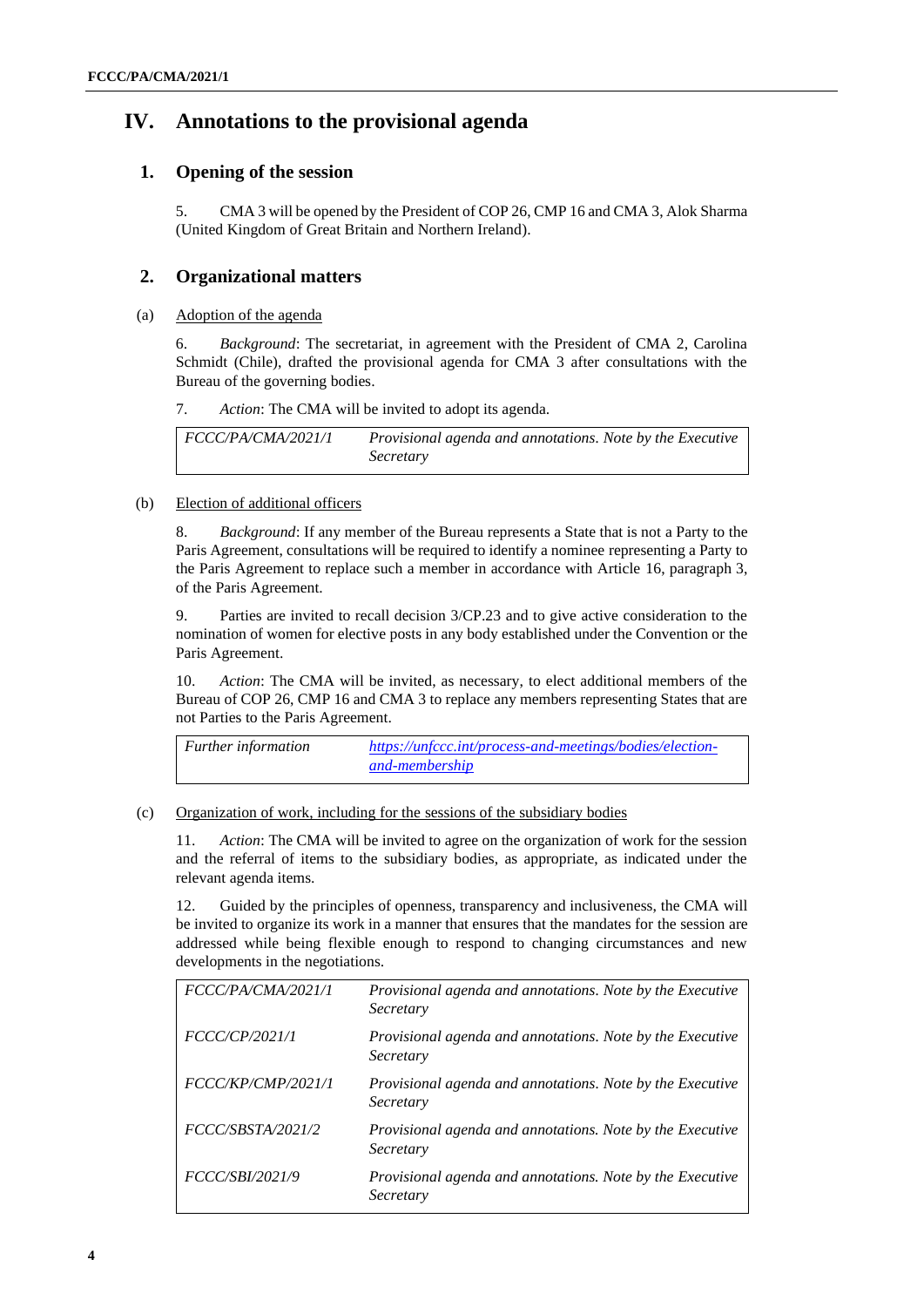# IV. Annotations to the provisional agenda

## 1. Opening of the session

5. CMA 3 will be opened by the President of COP 26, CMP 16 and CMA 3, Alok Sharma (United Kingdom of Great Britain and Northern Ireland).

## 2. Organizational matters

(a) Adoption of the agenda

6. *Background*: The secretariat, in agreement with the President of CMA 2, Carolina Schmidt (Chile), drafted the provisional agenda for CMA 3 after consultations with the Bureau of the governing bodies.

7. *Action*: The CMA will be invited to adopt its agenda.

| | |
|---|---|
| *FCCC/PA/CMA/2021/1* | *Provisional agenda and annotations. Note by the Executive Secretary* |

(b) Election of additional officers

8. *Background*: If any member of the Bureau represents a State that is not a Party to the Paris Agreement, consultations will be required to identify a nominee representing a Party to the Paris Agreement to replace such a member in accordance with Article 16, paragraph 3, of the Paris Agreement.

9. Parties are invited to recall decision 3/CP.23 and to give active consideration to the nomination of women for elective posts in any body established under the Convention or the Paris Agreement.

10. *Action*: The CMA will be invited, as necessary, to elect additional members of the Bureau of COP 26, CMP 16 and CMA 3 to replace any members representing States that are not Parties to the Paris Agreement.

| | |
|---|---|
| *Further information* | *https://unfccc.int/process-and-meetings/bodies/election-and-membership* |

(c) Organization of work, including for the sessions of the subsidiary bodies

11. *Action*: The CMA will be invited to agree on the organization of work for the session and the referral of items to the subsidiary bodies, as appropriate, as indicated under the relevant agenda items.

12. Guided by the principles of openness, transparency and inclusiveness, the CMA will be invited to organize its work in a manner that ensures that the mandates for the session are addressed while being flexible enough to respond to changing circumstances and new developments in the negotiations.

| | |
|---|---|
| *FCCC/PA/CMA/2021/1* | *Provisional agenda and annotations. Note by the Executive Secretary* |
| *FCCC/CP/2021/1* | *Provisional agenda and annotations. Note by the Executive Secretary* |
| *FCCC/KP/CMP/2021/1* | *Provisional agenda and annotations. Note by the Executive Secretary* |
| *FCCC/SBSTA/2021/2* | *Provisional agenda and annotations. Note by the Executive Secretary* |
| *FCCC/SBI/2021/9* | *Provisional agenda and annotations. Note by the Executive Secretary* |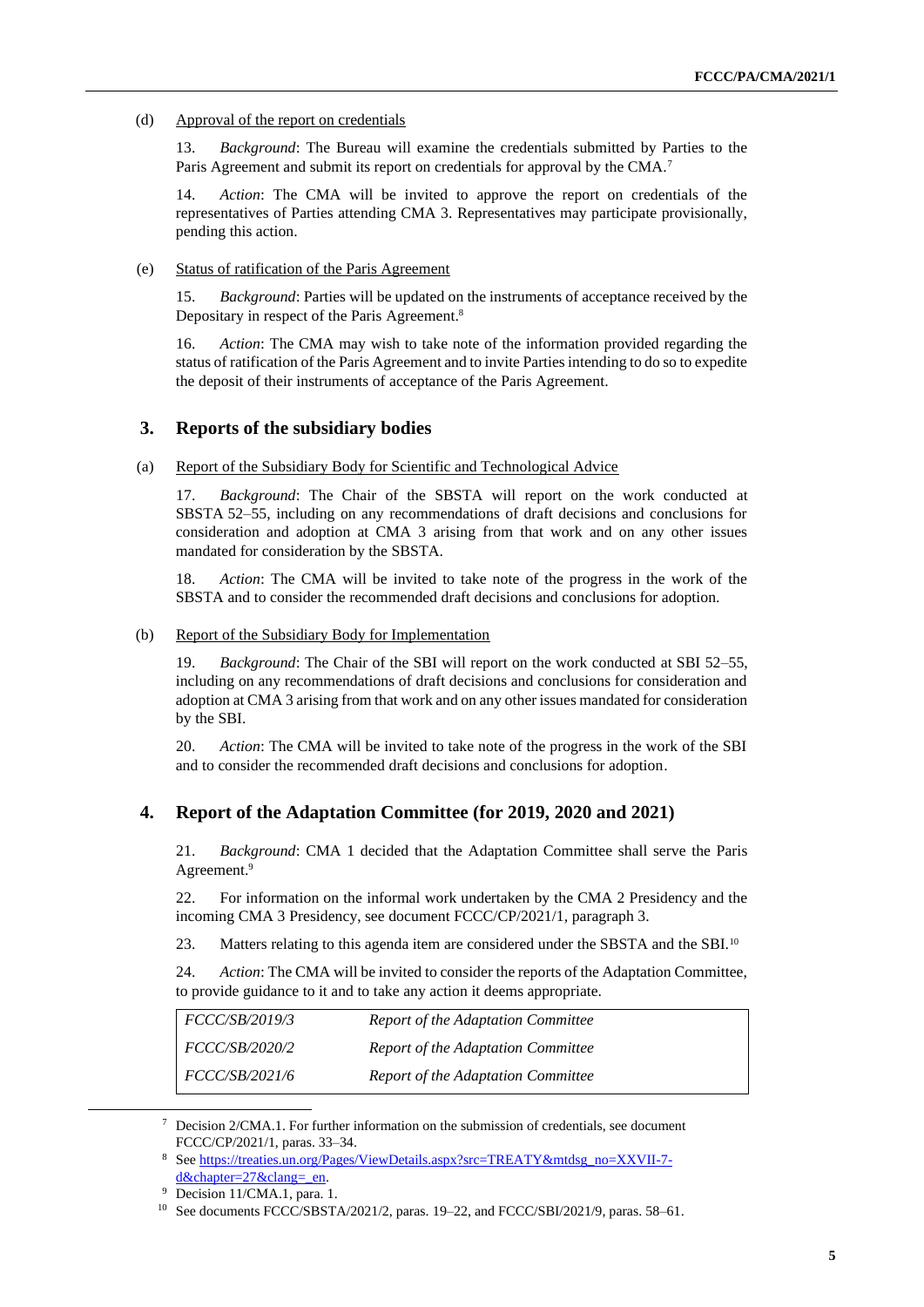(d) Approval of the report on credentials

13. *Background*: The Bureau will examine the credentials submitted by Parties to the Paris Agreement and submit its report on credentials for approval by the CMA.[7]

14. *Action*: The CMA will be invited to approve the report on credentials of the representatives of Parties attending CMA 3. Representatives may participate provisionally, pending this action.

(e) Status of ratification of the Paris Agreement

15. *Background*: Parties will be updated on the instruments of acceptance received by the Depositary in respect of the Paris Agreement.[8]

16. *Action*: The CMA may wish to take note of the information provided regarding the status of ratification of the Paris Agreement and to invite Parties intending to do so to expedite the deposit of their instruments of acceptance of the Paris Agreement.

## 3. Reports of the subsidiary bodies

(a) Report of the Subsidiary Body for Scientific and Technological Advice

17. *Background*: The Chair of the SBSTA will report on the work conducted at SBSTA 52–55, including on any recommendations of draft decisions and conclusions for consideration and adoption at CMA 3 arising from that work and on any other issues mandated for consideration by the SBSTA.

18. *Action*: The CMA will be invited to take note of the progress in the work of the SBSTA and to consider the recommended draft decisions and conclusions for adoption.

(b) Report of the Subsidiary Body for Implementation

19. *Background*: The Chair of the SBI will report on the work conducted at SBI 52–55, including on any recommendations of draft decisions and conclusions for consideration and adoption at CMA 3 arising from that work and on any other issues mandated for consideration by the SBI.

20. *Action*: The CMA will be invited to take note of the progress in the work of the SBI and to consider the recommended draft decisions and conclusions for adoption.

## 4. Report of the Adaptation Committee (for 2019, 2020 and 2021)

21. *Background*: CMA 1 decided that the Adaptation Committee shall serve the Paris Agreement.[9]

22. For information on the informal work undertaken by the CMA 2 Presidency and the incoming CMA 3 Presidency, see document FCCC/CP/2021/1, paragraph 3.

23. Matters relating to this agenda item are considered under the SBSTA and the SBI.[10]

24. *Action*: The CMA will be invited to consider the reports of the Adaptation Committee, to provide guidance to it and to take any action it deems appropriate.

| | |
|---|---|
| *FCCC/SB/2019/3* | *Report of the Adaptation Committee* |
| *FCCC/SB/2020/2* | *Report of the Adaptation Committee* |
| *FCCC/SB/2021/6* | *Report of the Adaptation Committee* |

---

[7] Decision 2/CMA.1. For further information on the submission of credentials, see document FCCC/CP/2021/1, paras. 33–34.

[8] See https://treaties.un.org/Pages/ViewDetails.aspx?src=TREATY&mtdsg_no=XXVII-7-d&chapter=27&clang=_en.

[9] Decision 11/CMA.1, para. 1.

[10] See documents FCCC/SBSTA/2021/2, paras. 19–22, and FCCC/SBI/2021/9, paras. 58–61.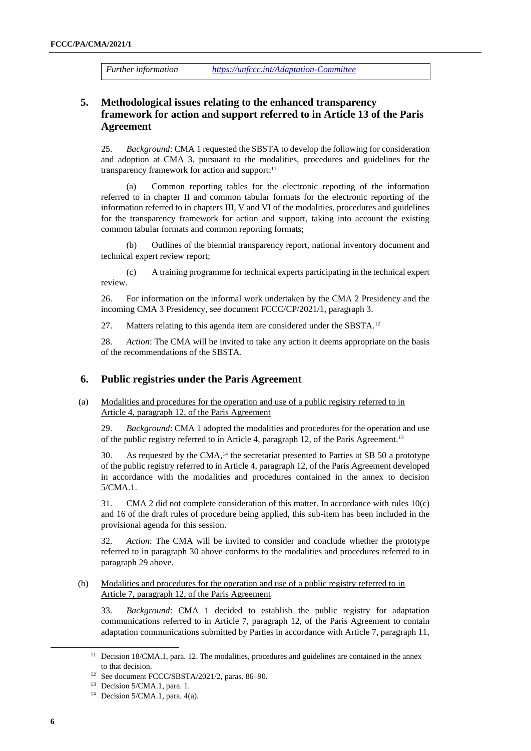| *Further information* | *https://unfccc.int/Adaptation-Committee* |
| --- | --- |

## 5. Methodological issues relating to the enhanced transparency framework for action and support referred to in Article 13 of the Paris Agreement

25. *Background*: CMA 1 requested the SBSTA to develop the following for consideration and adoption at CMA 3, pursuant to the modalities, procedures and guidelines for the transparency framework for action and support:[11]

(a) Common reporting tables for the electronic reporting of the information referred to in chapter II and common tabular formats for the electronic reporting of the information referred to in chapters III, V and VI of the modalities, procedures and guidelines for the transparency framework for action and support, taking into account the existing common tabular formats and common reporting formats;

(b) Outlines of the biennial transparency report, national inventory document and technical expert review report;

(c) A training programme for technical experts participating in the technical expert review.

26. For information on the informal work undertaken by the CMA 2 Presidency and the incoming CMA 3 Presidency, see document FCCC/CP/2021/1, paragraph 3.

27. Matters relating to this agenda item are considered under the SBSTA.[12]

28. *Action*: The CMA will be invited to take any action it deems appropriate on the basis of the recommendations of the SBSTA.

## 6. Public registries under the Paris Agreement

(a) Modalities and procedures for the operation and use of a public registry referred to in Article 4, paragraph 12, of the Paris Agreement

29. *Background*: CMA 1 adopted the modalities and procedures for the operation and use of the public registry referred to in Article 4, paragraph 12, of the Paris Agreement.[13]

30. As requested by the CMA,[14] the secretariat presented to Parties at SB 50 a prototype of the public registry referred to in Article 4, paragraph 12, of the Paris Agreement developed in accordance with the modalities and procedures contained in the annex to decision 5/CMA.1.

31. CMA 2 did not complete consideration of this matter. In accordance with rules 10(c) and 16 of the draft rules of procedure being applied, this sub-item has been included in the provisional agenda for this session.

32. *Action*: The CMA will be invited to consider and conclude whether the prototype referred to in paragraph 30 above conforms to the modalities and procedures referred to in paragraph 29 above.

(b) Modalities and procedures for the operation and use of a public registry referred to in Article 7, paragraph 12, of the Paris Agreement

33. *Background*: CMA 1 decided to establish the public registry for adaptation communications referred to in Article 7, paragraph 12, of the Paris Agreement to contain adaptation communications submitted by Parties in accordance with Article 7, paragraph 11,

---

[11] Decision 18/CMA.1, para. 12. The modalities, procedures and guidelines are contained in the annex to that decision.

[12] See document FCCC/SBSTA/2021/2, paras. 86–90.

[13] Decision 5/CMA.1, para. 1.

[14] Decision 5/CMA.1, para. 4(a).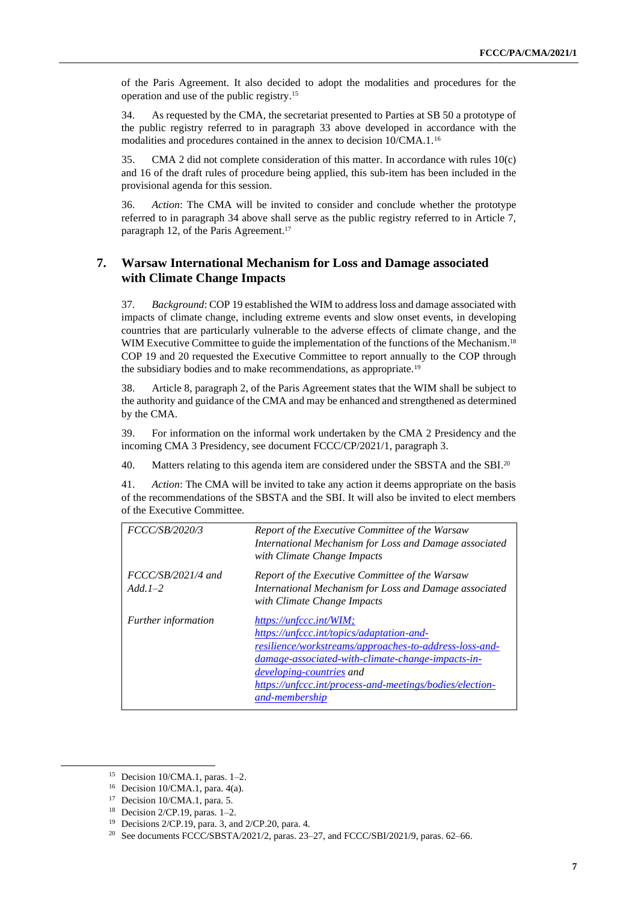of the Paris Agreement. It also decided to adopt the modalities and procedures for the operation and use of the public registry.[15]

34. As requested by the CMA, the secretariat presented to Parties at SB 50 a prototype of the public registry referred to in paragraph 33 above developed in accordance with the modalities and procedures contained in the annex to decision 10/CMA.1.[16]

35. CMA 2 did not complete consideration of this matter. In accordance with rules 10(c) and 16 of the draft rules of procedure being applied, this sub-item has been included in the provisional agenda for this session.

36. *Action*: The CMA will be invited to consider and conclude whether the prototype referred to in paragraph 34 above shall serve as the public registry referred to in Article 7, paragraph 12, of the Paris Agreement.[17]

## 7. Warsaw International Mechanism for Loss and Damage associated with Climate Change Impacts

37. *Background*: COP 19 established the WIM to address loss and damage associated with impacts of climate change, including extreme events and slow onset events, in developing countries that are particularly vulnerable to the adverse effects of climate change, and the WIM Executive Committee to guide the implementation of the functions of the Mechanism.[18] COP 19 and 20 requested the Executive Committee to report annually to the COP through the subsidiary bodies and to make recommendations, as appropriate.[19]

38. Article 8, paragraph 2, of the Paris Agreement states that the WIM shall be subject to the authority and guidance of the CMA and may be enhanced and strengthened as determined by the CMA.

39. For information on the informal work undertaken by the CMA 2 Presidency and the incoming CMA 3 Presidency, see document FCCC/CP/2021/1, paragraph 3.

40. Matters relating to this agenda item are considered under the SBSTA and the SBI.[20]

41. *Action*: The CMA will be invited to take any action it deems appropriate on the basis of the recommendations of the SBSTA and the SBI. It will also be invited to elect members of the Executive Committee.

| | |
|---|---|
| *FCCC/SB/2020/3* | *Report of the Executive Committee of the Warsaw International Mechanism for Loss and Damage associated with Climate Change Impacts* |
| *FCCC/SB/2021/4 and Add.1–2* | *Report of the Executive Committee of the Warsaw International Mechanism for Loss and Damage associated with Climate Change Impacts* |
| *Further information* | *https://unfccc.int/WIM; https://unfccc.int/topics/adaptation-and-resilience/workstreams/approaches-to-address-loss-and-damage-associated-with-climate-change-impacts-in-developing-countries and https://unfccc.int/process-and-meetings/bodies/election-and-membership* |

[15] Decision 10/CMA.1, paras. 1–2.

[16] Decision 10/CMA.1, para. 4(a).

[17] Decision 10/CMA.1, para. 5.

[18] Decision 2/CP.19, paras. 1–2.

[19] Decisions 2/CP.19, para. 3, and 2/CP.20, para. 4.

[20] See documents FCCC/SBSTA/2021/2, paras. 23–27, and FCCC/SBI/2021/9, paras. 62–66.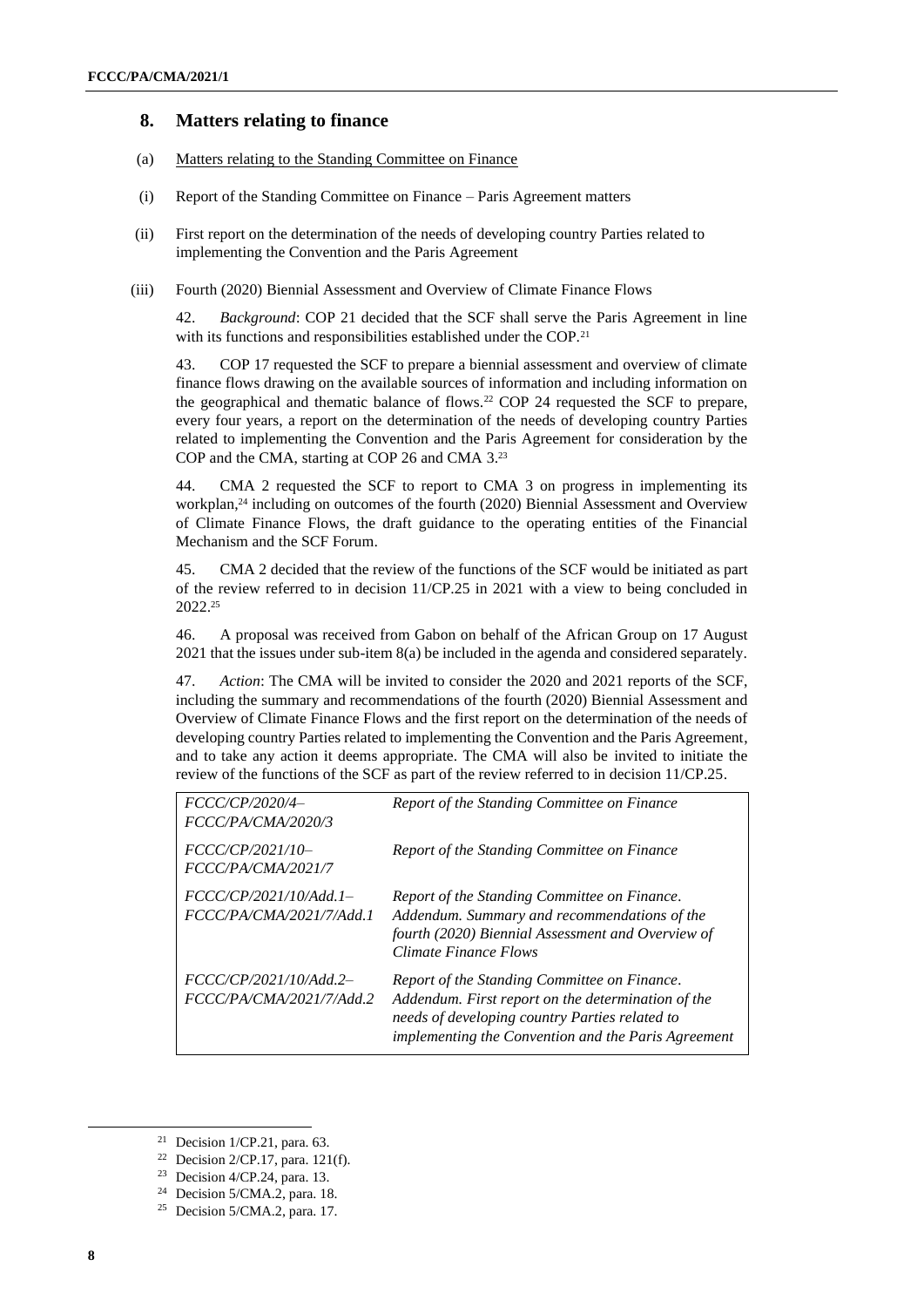## 8. Matters relating to finance

(a) Matters relating to the Standing Committee on Finance

(i) Report of the Standing Committee on Finance – Paris Agreement matters

(ii) First report on the determination of the needs of developing country Parties related to implementing the Convention and the Paris Agreement

(iii) Fourth (2020) Biennial Assessment and Overview of Climate Finance Flows

42. *Background*: COP 21 decided that the SCF shall serve the Paris Agreement in line with its functions and responsibilities established under the COP.[21]

43. COP 17 requested the SCF to prepare a biennial assessment and overview of climate finance flows drawing on the available sources of information and including information on the geographical and thematic balance of flows.[22] COP 24 requested the SCF to prepare, every four years, a report on the determination of the needs of developing country Parties related to implementing the Convention and the Paris Agreement for consideration by the COP and the CMA, starting at COP 26 and CMA 3.[23]

44. CMA 2 requested the SCF to report to CMA 3 on progress in implementing its workplan,[24] including on outcomes of the fourth (2020) Biennial Assessment and Overview of Climate Finance Flows, the draft guidance to the operating entities of the Financial Mechanism and the SCF Forum.

45. CMA 2 decided that the review of the functions of the SCF would be initiated as part of the review referred to in decision 11/CP.25 in 2021 with a view to being concluded in 2022.[25]

46. A proposal was received from Gabon on behalf of the African Group on 17 August 2021 that the issues under sub-item 8(a) be included in the agenda and considered separately.

47. *Action*: The CMA will be invited to consider the 2020 and 2021 reports of the SCF, including the summary and recommendations of the fourth (2020) Biennial Assessment and Overview of Climate Finance Flows and the first report on the determination of the needs of developing country Parties related to implementing the Convention and the Paris Agreement, and to take any action it deems appropriate. The CMA will also be invited to initiate the review of the functions of the SCF as part of the review referred to in decision 11/CP.25.

| | |
|---|---|
| *FCCC/CP/2020/4–FCCC/PA/CMA/2020/3* | *Report of the Standing Committee on Finance* |
| *FCCC/CP/2021/10–FCCC/PA/CMA/2021/7* | *Report of the Standing Committee on Finance* |
| *FCCC/CP/2021/10/Add.1–FCCC/PA/CMA/2021/7/Add.1* | *Report of the Standing Committee on Finance. Addendum. Summary and recommendations of the fourth (2020) Biennial Assessment and Overview of Climate Finance Flows* |
| *FCCC/CP/2021/10/Add.2–FCCC/PA/CMA/2021/7/Add.2* | *Report of the Standing Committee on Finance. Addendum. First report on the determination of the needs of developing country Parties related to implementing the Convention and the Paris Agreement* |

[21] Decision 1/CP.21, para. 63.

[22] Decision 2/CP.17, para. 121(f).

[23] Decision 4/CP.24, para. 13.

[24] Decision 5/CMA.2, para. 18.

[25] Decision 5/CMA.2, para. 17.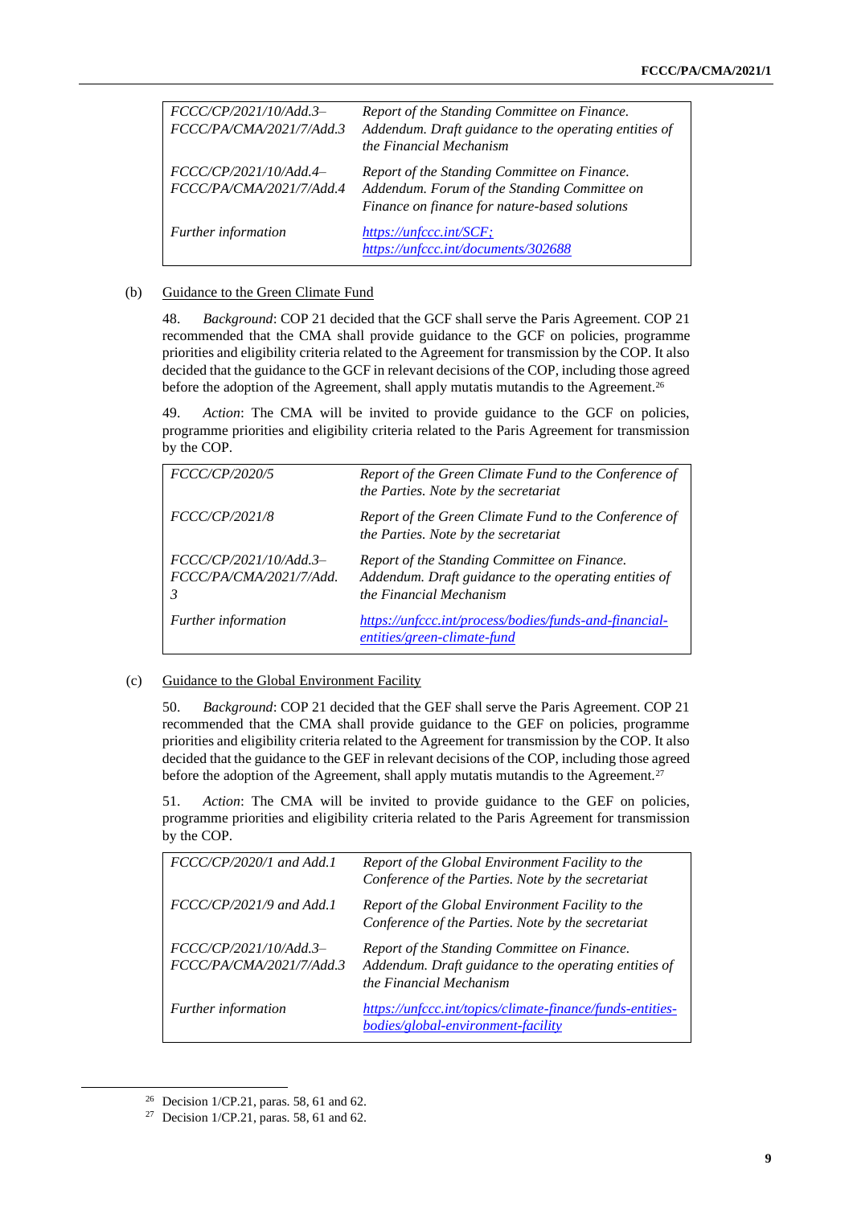| | |
|---|---|
| *FCCC/CP/2021/10/Add.3–FCCC/PA/CMA/2021/7/Add.3* | *Report of the Standing Committee on Finance. Addendum. Draft guidance to the operating entities of the Financial Mechanism* |
| *FCCC/CP/2021/10/Add.4–FCCC/PA/CMA/2021/7/Add.4* | *Report of the Standing Committee on Finance. Addendum. Forum of the Standing Committee on Finance on finance for nature-based solutions* |
| *Further information* | *https://unfccc.int/SCF; https://unfccc.int/documents/302688* |

(b) Guidance to the Green Climate Fund

48. *Background*: COP 21 decided that the GCF shall serve the Paris Agreement. COP 21 recommended that the CMA shall provide guidance to the GCF on policies, programme priorities and eligibility criteria related to the Agreement for transmission by the COP. It also decided that the guidance to the GCF in relevant decisions of the COP, including those agreed before the adoption of the Agreement, shall apply mutatis mutandis to the Agreement.[26]

49. *Action*: The CMA will be invited to provide guidance to the GCF on policies, programme priorities and eligibility criteria related to the Paris Agreement for transmission by the COP.

| | |
|---|---|
| *FCCC/CP/2020/5* | *Report of the Green Climate Fund to the Conference of the Parties. Note by the secretariat* |
| *FCCC/CP/2021/8* | *Report of the Green Climate Fund to the Conference of the Parties. Note by the secretariat* |
| *FCCC/CP/2021/10/Add.3–FCCC/PA/CMA/2021/7/Add.3* | *Report of the Standing Committee on Finance. Addendum. Draft guidance to the operating entities of the Financial Mechanism* |
| *Further information* | *https://unfccc.int/process/bodies/funds-and-financial-entities/green-climate-fund* |

(c) Guidance to the Global Environment Facility

50. *Background*: COP 21 decided that the GEF shall serve the Paris Agreement. COP 21 recommended that the CMA shall provide guidance to the GEF on policies, programme priorities and eligibility criteria related to the Agreement for transmission by the COP. It also decided that the guidance to the GEF in relevant decisions of the COP, including those agreed before the adoption of the Agreement, shall apply mutatis mutandis to the Agreement.[27]

51. *Action*: The CMA will be invited to provide guidance to the GEF on policies, programme priorities and eligibility criteria related to the Paris Agreement for transmission by the COP.

| | |
|---|---|
| *FCCC/CP/2020/1 and Add.1* | *Report of the Global Environment Facility to the Conference of the Parties. Note by the secretariat* |
| *FCCC/CP/2021/9 and Add.1* | *Report of the Global Environment Facility to the Conference of the Parties. Note by the secretariat* |
| *FCCC/CP/2021/10/Add.3–FCCC/PA/CMA/2021/7/Add.3* | *Report of the Standing Committee on Finance. Addendum. Draft guidance to the operating entities of the Financial Mechanism* |
| *Further information* | *https://unfccc.int/topics/climate-finance/funds-entities-bodies/global-environment-facility* |

[26] Decision 1/CP.21, paras. 58, 61 and 62.

[27] Decision 1/CP.21, paras. 58, 61 and 62.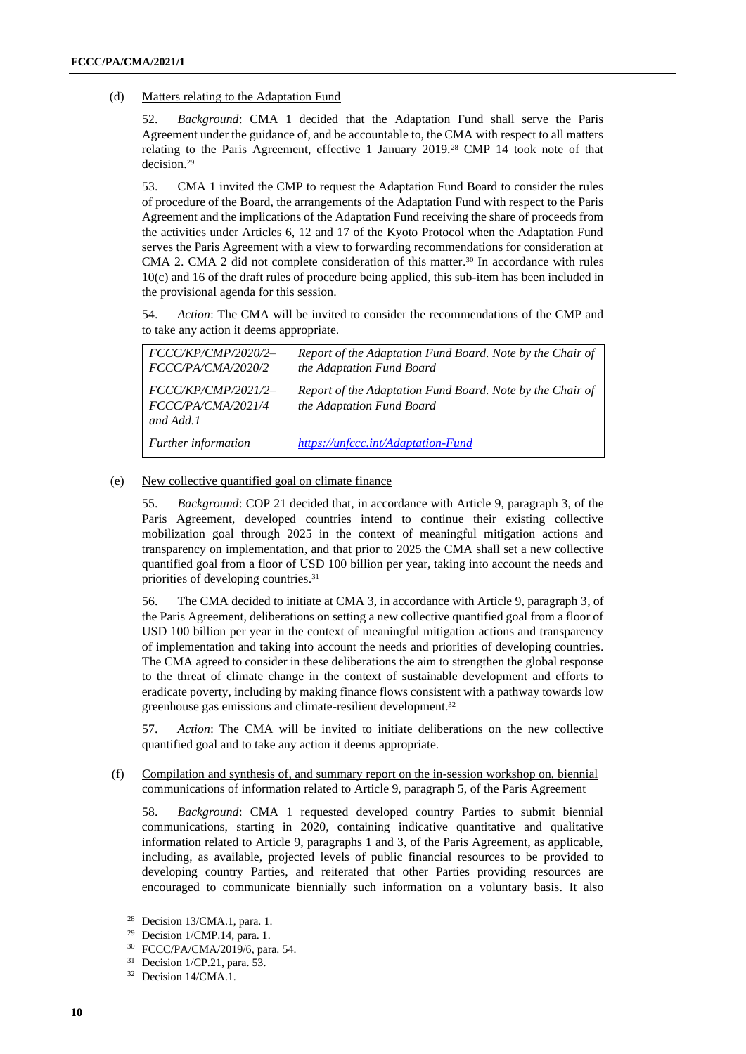(d) Matters relating to the Adaptation Fund

52. *Background*: CMA 1 decided that the Adaptation Fund shall serve the Paris Agreement under the guidance of, and be accountable to, the CMA with respect to all matters relating to the Paris Agreement, effective 1 January 2019.[28] CMP 14 took note of that decision.[29]

53. CMA 1 invited the CMP to request the Adaptation Fund Board to consider the rules of procedure of the Board, the arrangements of the Adaptation Fund with respect to the Paris Agreement and the implications of the Adaptation Fund receiving the share of proceeds from the activities under Articles 6, 12 and 17 of the Kyoto Protocol when the Adaptation Fund serves the Paris Agreement with a view to forwarding recommendations for consideration at CMA 2. CMA 2 did not complete consideration of this matter.[30] In accordance with rules 10(c) and 16 of the draft rules of procedure being applied, this sub-item has been included in the provisional agenda for this session.

54. *Action*: The CMA will be invited to consider the recommendations of the CMP and to take any action it deems appropriate.

| | |
|---|---|
| *FCCC/KP/CMP/2020/2–FCCC/PA/CMA/2020/2* | *Report of the Adaptation Fund Board. Note by the Chair of the Adaptation Fund Board* |
| *FCCC/KP/CMP/2021/2–FCCC/PA/CMA/2021/4 and Add.1* | *Report of the Adaptation Fund Board. Note by the Chair of the Adaptation Fund Board* |
| *Further information* | *https://unfccc.int/Adaptation-Fund* |

(e) New collective quantified goal on climate finance

55. *Background*: COP 21 decided that, in accordance with Article 9, paragraph 3, of the Paris Agreement, developed countries intend to continue their existing collective mobilization goal through 2025 in the context of meaningful mitigation actions and transparency on implementation, and that prior to 2025 the CMA shall set a new collective quantified goal from a floor of USD 100 billion per year, taking into account the needs and priorities of developing countries.[31]

56. The CMA decided to initiate at CMA 3, in accordance with Article 9, paragraph 3, of the Paris Agreement, deliberations on setting a new collective quantified goal from a floor of USD 100 billion per year in the context of meaningful mitigation actions and transparency of implementation and taking into account the needs and priorities of developing countries. The CMA agreed to consider in these deliberations the aim to strengthen the global response to the threat of climate change in the context of sustainable development and efforts to eradicate poverty, including by making finance flows consistent with a pathway towards low greenhouse gas emissions and climate-resilient development.[32]

57. *Action*: The CMA will be invited to initiate deliberations on the new collective quantified goal and to take any action it deems appropriate.

(f) Compilation and synthesis of, and summary report on the in-session workshop on, biennial communications of information related to Article 9, paragraph 5, of the Paris Agreement

58. *Background*: CMA 1 requested developed country Parties to submit biennial communications, starting in 2020, containing indicative quantitative and qualitative information related to Article 9, paragraphs 1 and 3, of the Paris Agreement, as applicable, including, as available, projected levels of public financial resources to be provided to developing country Parties, and reiterated that other Parties providing resources are encouraged to communicate biennially such information on a voluntary basis. It also

[28] Decision 13/CMA.1, para. 1.

[29] Decision 1/CMP.14, para. 1.

[30] FCCC/PA/CMA/2019/6, para. 54.

[31] Decision 1/CP.21, para. 53.

[32] Decision 14/CMA.1.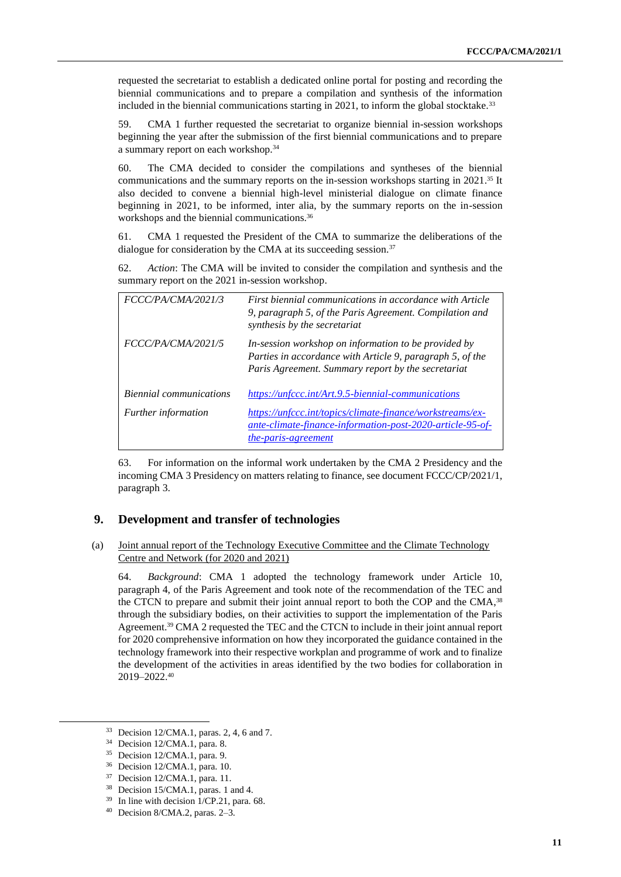requested the secretariat to establish a dedicated online portal for posting and recording the biennial communications and to prepare a compilation and synthesis of the information included in the biennial communications starting in 2021, to inform the global stocktake.[33]

59. CMA 1 further requested the secretariat to organize biennial in-session workshops beginning the year after the submission of the first biennial communications and to prepare a summary report on each workshop.[34]

60. The CMA decided to consider the compilations and syntheses of the biennial communications and the summary reports on the in-session workshops starting in 2021.[35] It also decided to convene a biennial high-level ministerial dialogue on climate finance beginning in 2021, to be informed, inter alia, by the summary reports on the in-session workshops and the biennial communications.[36]

61. CMA 1 requested the President of the CMA to summarize the deliberations of the dialogue for consideration by the CMA at its succeeding session.[37]

62. *Action*: The CMA will be invited to consider the compilation and synthesis and the summary report on the 2021 in-session workshop.

| | |
|---|---|
| *FCCC/PA/CMA/2021/3* | *First biennial communications in accordance with Article 9, paragraph 5, of the Paris Agreement. Compilation and synthesis by the secretariat* |
| *FCCC/PA/CMA/2021/5* | *In-session workshop on information to be provided by Parties in accordance with Article 9, paragraph 5, of the Paris Agreement. Summary report by the secretariat* |
| *Biennial communications* | *https://unfccc.int/Art.9.5-biennial-communications* |
| *Further information* | *https://unfccc.int/topics/climate-finance/workstreams/ex-ante-climate-finance-information-post-2020-article-95-of-the-paris-agreement* |

63. For information on the informal work undertaken by the CMA 2 Presidency and the incoming CMA 3 Presidency on matters relating to finance, see document FCCC/CP/2021/1, paragraph 3.

## 9. Development and transfer of technologies

### (a) Joint annual report of the Technology Executive Committee and the Climate Technology Centre and Network (for 2020 and 2021)

64. *Background*: CMA 1 adopted the technology framework under Article 10, paragraph 4, of the Paris Agreement and took note of the recommendation of the TEC and the CTCN to prepare and submit their joint annual report to both the COP and the CMA,[38] through the subsidiary bodies, on their activities to support the implementation of the Paris Agreement.[39] CMA 2 requested the TEC and the CTCN to include in their joint annual report for 2020 comprehensive information on how they incorporated the guidance contained in the technology framework into their respective workplan and programme of work and to finalize the development of the activities in areas identified by the two bodies for collaboration in 2019–2022.[40]

[33] Decision 12/CMA.1, paras. 2, 4, 6 and 7.

[34] Decision 12/CMA.1, para. 8.

[35] Decision 12/CMA.1, para. 9.

[36] Decision 12/CMA.1, para. 10.

[37] Decision 12/CMA.1, para. 11.

[38] Decision 15/CMA.1, paras. 1 and 4.

[39] In line with decision 1/CP.21, para. 68.

[40] Decision 8/CMA.2, paras. 2–3.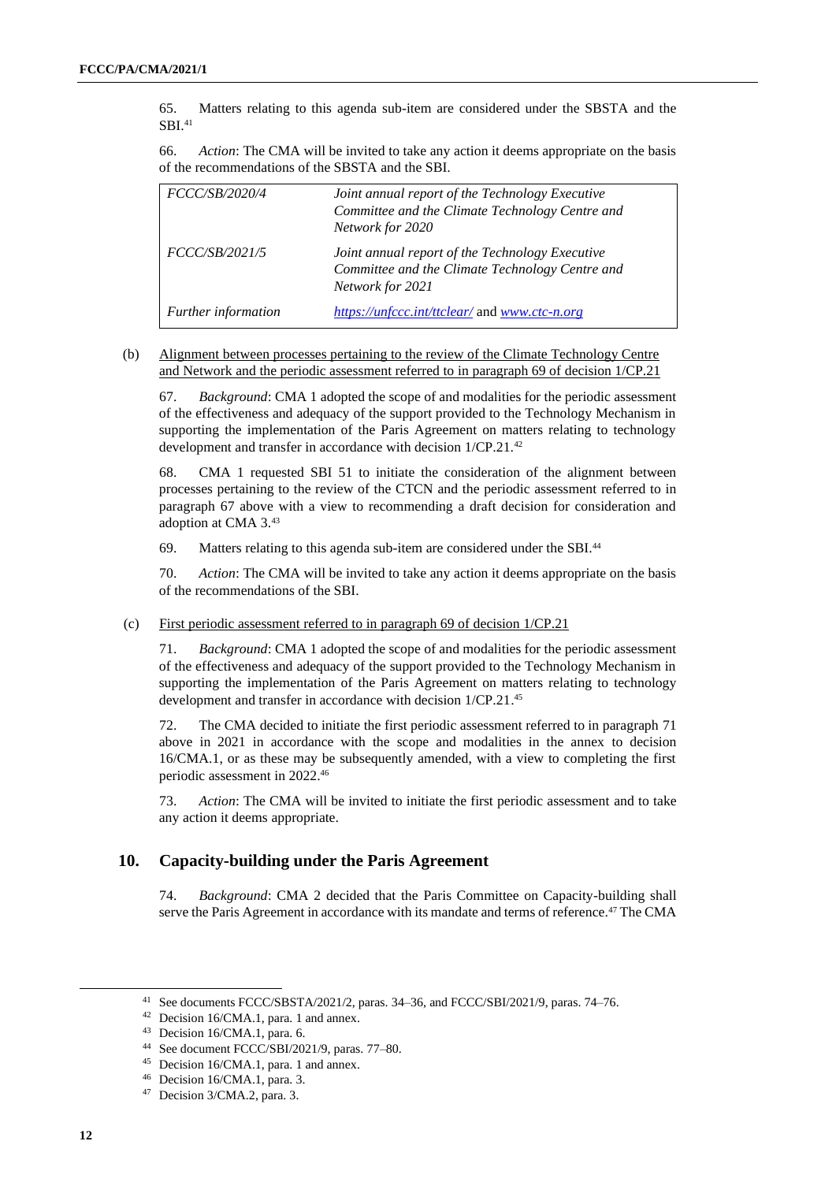65. Matters relating to this agenda sub-item are considered under the SBSTA and the SBI.[41]

66. *Action*: The CMA will be invited to take any action it deems appropriate on the basis of the recommendations of the SBSTA and the SBI.

| | |
|---|---|
| *FCCC/SB/2020/4* | *Joint annual report of the Technology Executive Committee and the Climate Technology Centre and Network for 2020* |
| *FCCC/SB/2021/5* | *Joint annual report of the Technology Executive Committee and the Climate Technology Centre and Network for 2021* |
| *Further information* | *https://unfccc.int/ttclear/* and *www.ctc-n.org* |

(b) Alignment between processes pertaining to the review of the Climate Technology Centre and Network and the periodic assessment referred to in paragraph 69 of decision 1/CP.21

67. *Background*: CMA 1 adopted the scope of and modalities for the periodic assessment of the effectiveness and adequacy of the support provided to the Technology Mechanism in supporting the implementation of the Paris Agreement on matters relating to technology development and transfer in accordance with decision 1/CP.21.[42]

68. CMA 1 requested SBI 51 to initiate the consideration of the alignment between processes pertaining to the review of the CTCN and the periodic assessment referred to in paragraph 67 above with a view to recommending a draft decision for consideration and adoption at CMA 3.[43]

69. Matters relating to this agenda sub-item are considered under the SBI.[44]

70. *Action*: The CMA will be invited to take any action it deems appropriate on the basis of the recommendations of the SBI.

(c) First periodic assessment referred to in paragraph 69 of decision 1/CP.21

71. *Background*: CMA 1 adopted the scope of and modalities for the periodic assessment of the effectiveness and adequacy of the support provided to the Technology Mechanism in supporting the implementation of the Paris Agreement on matters relating to technology development and transfer in accordance with decision 1/CP.21.[45]

72. The CMA decided to initiate the first periodic assessment referred to in paragraph 71 above in 2021 in accordance with the scope and modalities in the annex to decision 16/CMA.1, or as these may be subsequently amended, with a view to completing the first periodic assessment in 2022.[46]

73. *Action*: The CMA will be invited to initiate the first periodic assessment and to take any action it deems appropriate.

## 10. Capacity-building under the Paris Agreement

74. *Background*: CMA 2 decided that the Paris Committee on Capacity-building shall serve the Paris Agreement in accordance with its mandate and terms of reference.[47] The CMA

---

[41] See documents FCCC/SBSTA/2021/2, paras. 34–36, and FCCC/SBI/2021/9, paras. 74–76.

[42] Decision 16/CMA.1, para. 1 and annex.

[43] Decision 16/CMA.1, para. 6.

[44] See document FCCC/SBI/2021/9, paras. 77–80.

[45] Decision 16/CMA.1, para. 1 and annex.

[46] Decision 16/CMA.1, para. 3.

[47] Decision 3/CMA.2, para. 3.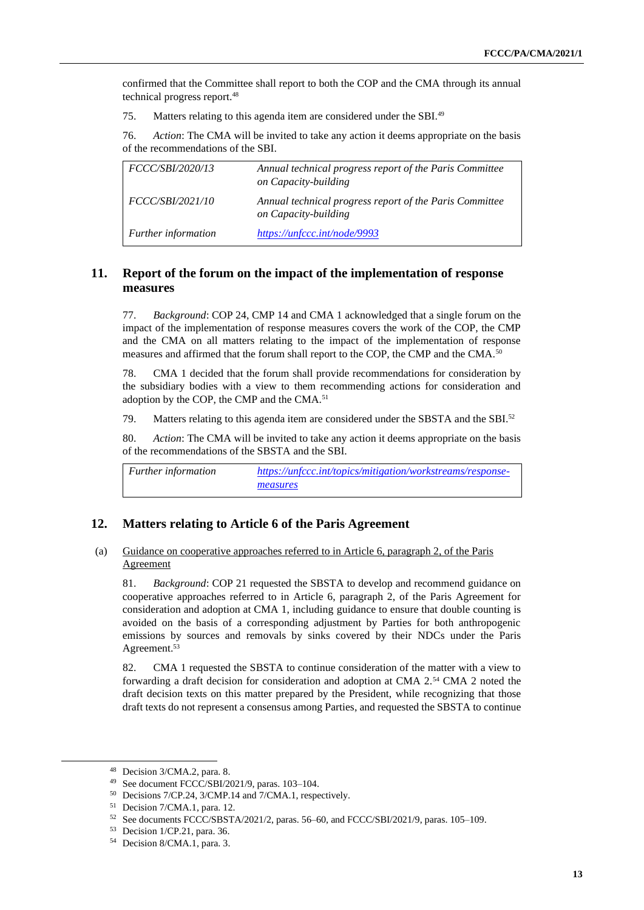confirmed that the Committee shall report to both the COP and the CMA through its annual technical progress report.[48]

75. Matters relating to this agenda item are considered under the SBI.[49]

76. *Action*: The CMA will be invited to take any action it deems appropriate on the basis of the recommendations of the SBI.

| | |
|---|---|
| *FCCC/SBI/2020/13* | *Annual technical progress report of the Paris Committee on Capacity-building* |
| *FCCC/SBI/2021/10* | *Annual technical progress report of the Paris Committee on Capacity-building* |
| *Further information* | *https://unfccc.int/node/9993* |

## 11. Report of the forum on the impact of the implementation of response measures

77. *Background*: COP 24, CMP 14 and CMA 1 acknowledged that a single forum on the impact of the implementation of response measures covers the work of the COP, the CMP and the CMA on all matters relating to the impact of the implementation of response measures and affirmed that the forum shall report to the COP, the CMP and the CMA.[50]

78. CMA 1 decided that the forum shall provide recommendations for consideration by the subsidiary bodies with a view to them recommending actions for consideration and adoption by the COP, the CMP and the CMA.[51]

79. Matters relating to this agenda item are considered under the SBSTA and the SBI.[52]

80. *Action*: The CMA will be invited to take any action it deems appropriate on the basis of the recommendations of the SBSTA and the SBI.

| | |
|---|---|
| *Further information* | *https://unfccc.int/topics/mitigation/workstreams/response-measures* |

## 12. Matters relating to Article 6 of the Paris Agreement

(a) Guidance on cooperative approaches referred to in Article 6, paragraph 2, of the Paris Agreement

81. *Background*: COP 21 requested the SBSTA to develop and recommend guidance on cooperative approaches referred to in Article 6, paragraph 2, of the Paris Agreement for consideration and adoption at CMA 1, including guidance to ensure that double counting is avoided on the basis of a corresponding adjustment by Parties for both anthropogenic emissions by sources and removals by sinks covered by their NDCs under the Paris Agreement.[53]

82. CMA 1 requested the SBSTA to continue consideration of the matter with a view to forwarding a draft decision for consideration and adoption at CMA 2.[54] CMA 2 noted the draft decision texts on this matter prepared by the President, while recognizing that those draft texts do not represent a consensus among Parties, and requested the SBSTA to continue

[48] Decision 3/CMA.2, para. 8.

[49] See document FCCC/SBI/2021/9, paras. 103–104.

[50] Decisions 7/CP.24, 3/CMP.14 and 7/CMA.1, respectively.

[51] Decision 7/CMA.1, para. 12.

[52] See documents FCCC/SBSTA/2021/2, paras. 56–60, and FCCC/SBI/2021/9, paras. 105–109.

[53] Decision 1/CP.21, para. 36.

[54] Decision 8/CMA.1, para. 3.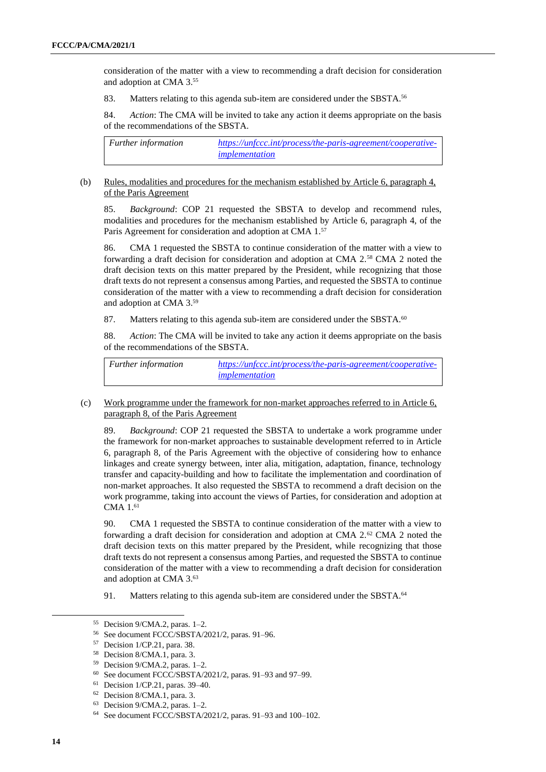consideration of the matter with a view to recommending a draft decision for consideration and adoption at CMA 3.[55]

83. Matters relating to this agenda sub-item are considered under the SBSTA.[56]

84. *Action*: The CMA will be invited to take any action it deems appropriate on the basis of the recommendations of the SBSTA.

| *Further information* | https://unfccc.int/process/the-paris-agreement/cooperative-implementation |
|---|---|

(b) Rules, modalities and procedures for the mechanism established by Article 6, paragraph 4, of the Paris Agreement

85. *Background*: COP 21 requested the SBSTA to develop and recommend rules, modalities and procedures for the mechanism established by Article 6, paragraph 4, of the Paris Agreement for consideration and adoption at CMA 1.[57]

86. CMA 1 requested the SBSTA to continue consideration of the matter with a view to forwarding a draft decision for consideration and adoption at CMA 2.[58] CMA 2 noted the draft decision texts on this matter prepared by the President, while recognizing that those draft texts do not represent a consensus among Parties, and requested the SBSTA to continue consideration of the matter with a view to recommending a draft decision for consideration and adoption at CMA 3.[59]

87. Matters relating to this agenda sub-item are considered under the SBSTA.[60]

88. *Action*: The CMA will be invited to take any action it deems appropriate on the basis of the recommendations of the SBSTA.

| *Further information* | https://unfccc.int/process/the-paris-agreement/cooperative-implementation |
|---|---|

(c) Work programme under the framework for non-market approaches referred to in Article 6, paragraph 8, of the Paris Agreement

89. *Background*: COP 21 requested the SBSTA to undertake a work programme under the framework for non-market approaches to sustainable development referred to in Article 6, paragraph 8, of the Paris Agreement with the objective of considering how to enhance linkages and create synergy between, inter alia, mitigation, adaptation, finance, technology transfer and capacity-building and how to facilitate the implementation and coordination of non-market approaches. It also requested the SBSTA to recommend a draft decision on the work programme, taking into account the views of Parties, for consideration and adoption at CMA 1.[61]

90. CMA 1 requested the SBSTA to continue consideration of the matter with a view to forwarding a draft decision for consideration and adoption at CMA 2.[62] CMA 2 noted the draft decision texts on this matter prepared by the President, while recognizing that those draft texts do not represent a consensus among Parties, and requested the SBSTA to continue consideration of the matter with a view to recommending a draft decision for consideration and adoption at CMA 3.[63]

91. Matters relating to this agenda sub-item are considered under the SBSTA.[64]

---

[55] Decision 9/CMA.2, paras. 1–2.
[56] See document FCCC/SBSTA/2021/2, paras. 91–96.
[57] Decision 1/CP.21, para. 38.
[58] Decision 8/CMA.1, para. 3.
[59] Decision 9/CMA.2, paras. 1–2.
[60] See document FCCC/SBSTA/2021/2, paras. 91–93 and 97–99.
[61] Decision 1/CP.21, paras. 39–40.
[62] Decision 8/CMA.1, para. 3.
[63] Decision 9/CMA.2, paras. 1–2.
[64] See document FCCC/SBSTA/2021/2, paras. 91–93 and 100–102.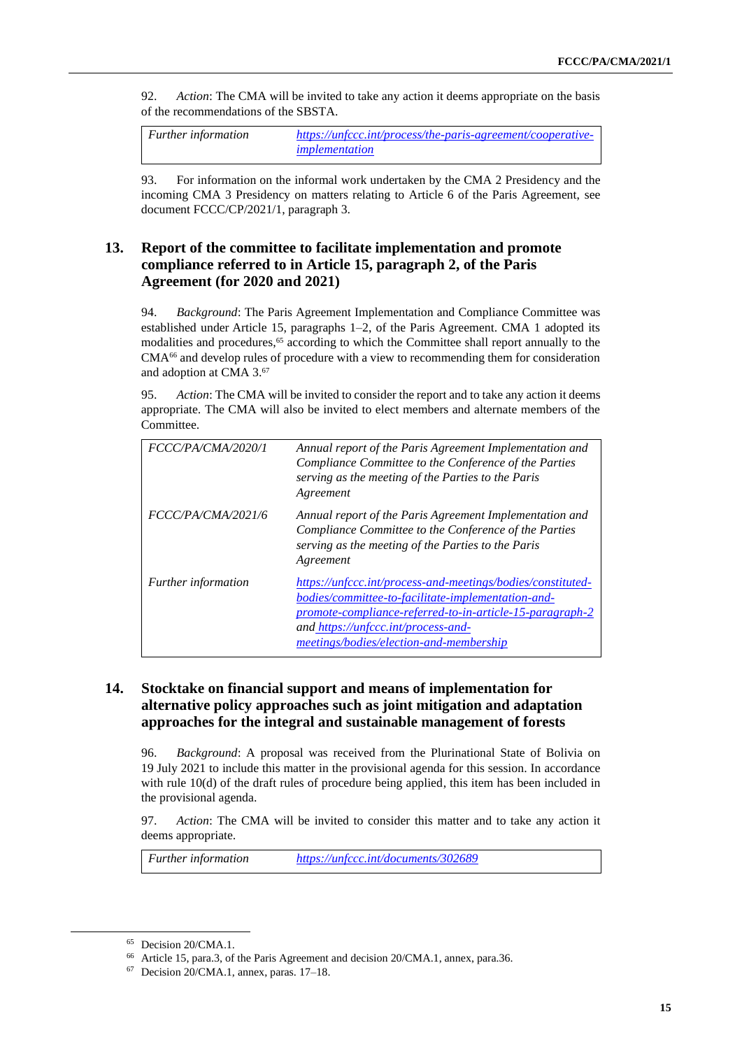92. *Action*: The CMA will be invited to take any action it deems appropriate on the basis of the recommendations of the SBSTA.

| *Further information* | *https://unfccc.int/process/the-paris-agreement/cooperative-implementation* |
|---|---|

93. For information on the informal work undertaken by the CMA 2 Presidency and the incoming CMA 3 Presidency on matters relating to Article 6 of the Paris Agreement, see document FCCC/CP/2021/1, paragraph 3.

## 13. Report of the committee to facilitate implementation and promote compliance referred to in Article 15, paragraph 2, of the Paris Agreement (for 2020 and 2021)

94. *Background*: The Paris Agreement Implementation and Compliance Committee was established under Article 15, paragraphs 1–2, of the Paris Agreement. CMA 1 adopted its modalities and procedures,[65] according to which the Committee shall report annually to the CMA[66] and develop rules of procedure with a view to recommending them for consideration and adoption at CMA 3.[67]

95. *Action*: The CMA will be invited to consider the report and to take any action it deems appropriate. The CMA will also be invited to elect members and alternate members of the Committee.

| *FCCC/PA/CMA/2020/1* | *Annual report of the Paris Agreement Implementation and Compliance Committee to the Conference of the Parties serving as the meeting of the Parties to the Paris Agreement* |
|---|---|
| *FCCC/PA/CMA/2021/6* | *Annual report of the Paris Agreement Implementation and Compliance Committee to the Conference of the Parties serving as the meeting of the Parties to the Paris Agreement* |
| *Further information* | *https://unfccc.int/process-and-meetings/bodies/constituted-bodies/committee-to-facilitate-implementation-and-promote-compliance-referred-to-in-article-15-paragraph-2 and https://unfccc.int/process-and-meetings/bodies/election-and-membership* |

## 14. Stocktake on financial support and means of implementation for alternative policy approaches such as joint mitigation and adaptation approaches for the integral and sustainable management of forests

96. *Background*: A proposal was received from the Plurinational State of Bolivia on 19 July 2021 to include this matter in the provisional agenda for this session. In accordance with rule 10(d) of the draft rules of procedure being applied, this item has been included in the provisional agenda.

97. *Action*: The CMA will be invited to consider this matter and to take any action it deems appropriate.

| *Further information* | *https://unfccc.int/documents/302689* |
|---|---|

[65] Decision 20/CMA.1.

[66] Article 15, para.3, of the Paris Agreement and decision 20/CMA.1, annex, para.36.

[67] Decision 20/CMA.1, annex, paras. 17–18.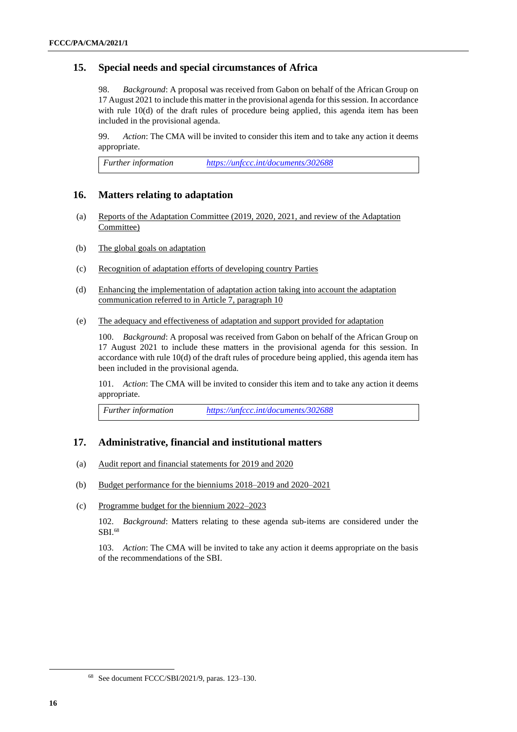## 15. Special needs and special circumstances of Africa

98. *Background*: A proposal was received from Gabon on behalf of the African Group on 17 August 2021 to include this matter in the provisional agenda for this session. In accordance with rule 10(d) of the draft rules of procedure being applied, this agenda item has been included in the provisional agenda.

99. *Action*: The CMA will be invited to consider this item and to take any action it deems appropriate.

| *Further information* | *https://unfccc.int/documents/302688* |
|---|---|

## 16. Matters relating to adaptation

(a) Reports of the Adaptation Committee (2019, 2020, 2021, and review of the Adaptation Committee)

(b) The global goals on adaptation

(c) Recognition of adaptation efforts of developing country Parties

(d) Enhancing the implementation of adaptation action taking into account the adaptation communication referred to in Article 7, paragraph 10

(e) The adequacy and effectiveness of adaptation and support provided for adaptation

100. *Background*: A proposal was received from Gabon on behalf of the African Group on 17 August 2021 to include these matters in the provisional agenda for this session. In accordance with rule 10(d) of the draft rules of procedure being applied, this agenda item has been included in the provisional agenda.

101. *Action*: The CMA will be invited to consider this item and to take any action it deems appropriate.

| *Further information* | *https://unfccc.int/documents/302688* |
|---|---|

## 17. Administrative, financial and institutional matters

(a) Audit report and financial statements for 2019 and 2020

(b) Budget performance for the bienniums 2018–2019 and 2020–2021

(c) Programme budget for the biennium 2022–2023

102. *Background*: Matters relating to these agenda sub-items are considered under the SBI.[68]

103. *Action*: The CMA will be invited to take any action it deems appropriate on the basis of the recommendations of the SBI.

[68] See document FCCC/SBI/2021/9, paras. 123–130.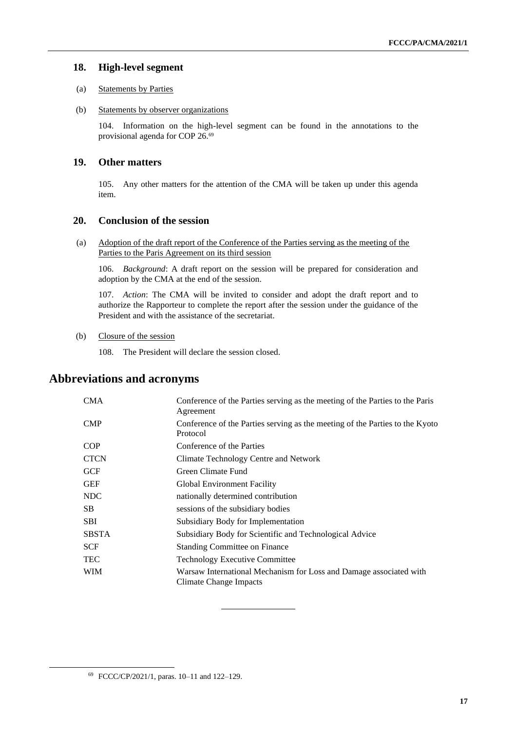### 18. High-level segment

(a) Statements by Parties

(b) Statements by observer organizations

104. Information on the high-level segment can be found in the annotations to the provisional agenda for COP 26.[69]

### 19. Other matters

105. Any other matters for the attention of the CMA will be taken up under this agenda item.

### 20. Conclusion of the session

(a) Adoption of the draft report of the Conference of the Parties serving as the meeting of the Parties to the Paris Agreement on its third session

106. *Background*: A draft report on the session will be prepared for consideration and adoption by the CMA at the end of the session.

107. *Action*: The CMA will be invited to consider and adopt the draft report and to authorize the Rapporteur to complete the report after the session under the guidance of the President and with the assistance of the secretariat.

(b) Closure of the session

108. The President will declare the session closed.

## Abbreviations and acronyms

| | |
|---|---|
| CMA | Conference of the Parties serving as the meeting of the Parties to the Paris Agreement |
| CMP | Conference of the Parties serving as the meeting of the Parties to the Kyoto Protocol |
| COP | Conference of the Parties |
| CTCN | Climate Technology Centre and Network |
| GCF | Green Climate Fund |
| GEF | Global Environment Facility |
| NDC | nationally determined contribution |
| SB | sessions of the subsidiary bodies |
| SBI | Subsidiary Body for Implementation |
| SBSTA | Subsidiary Body for Scientific and Technological Advice |
| SCF | Standing Committee on Finance |
| TEC | Technology Executive Committee |
| WIM | Warsaw International Mechanism for Loss and Damage associated with Climate Change Impacts |

[69] FCCC/CP/2021/1, paras. 10–11 and 122–129.